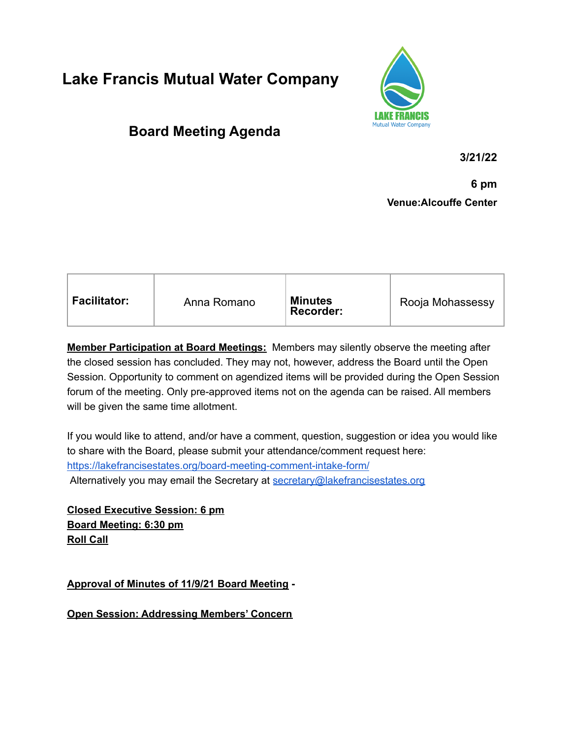# Lake Francis Mutual Water Company

## Board Meeting Agenda

**3/21/22**

**6 pm**

**Venue:Alcouffe Center**

| **Facilitator:** | Anna Romano | **Minutes Recorder:** | Rooja Mohassessy |
|---|---|---|---|

**Member Participation at Board Meetings:** Members may silently observe the meeting after the closed session has concluded. They may not, however, address the Board until the Open Session. Opportunity to comment on agendized items will be provided during the Open Session forum of the meeting. Only pre-approved items not on the agenda can be raised. All members will be given the same time allotment.

If you would like to attend, and/or have a comment, question, suggestion or idea you would like to share with the Board, please submit your attendance/comment request here: https://lakefrancisestates.org/board-meeting-comment-intake-form/
Alternatively you may email the Secretary at secretary@lakefrancisestates.org

**Closed Executive Session: 6 pm**
**Board Meeting: 6:30 pm**
**Roll Call**

**Approval of Minutes of 11/9/21 Board Meeting** -

**Open Session: Addressing Members' Concern**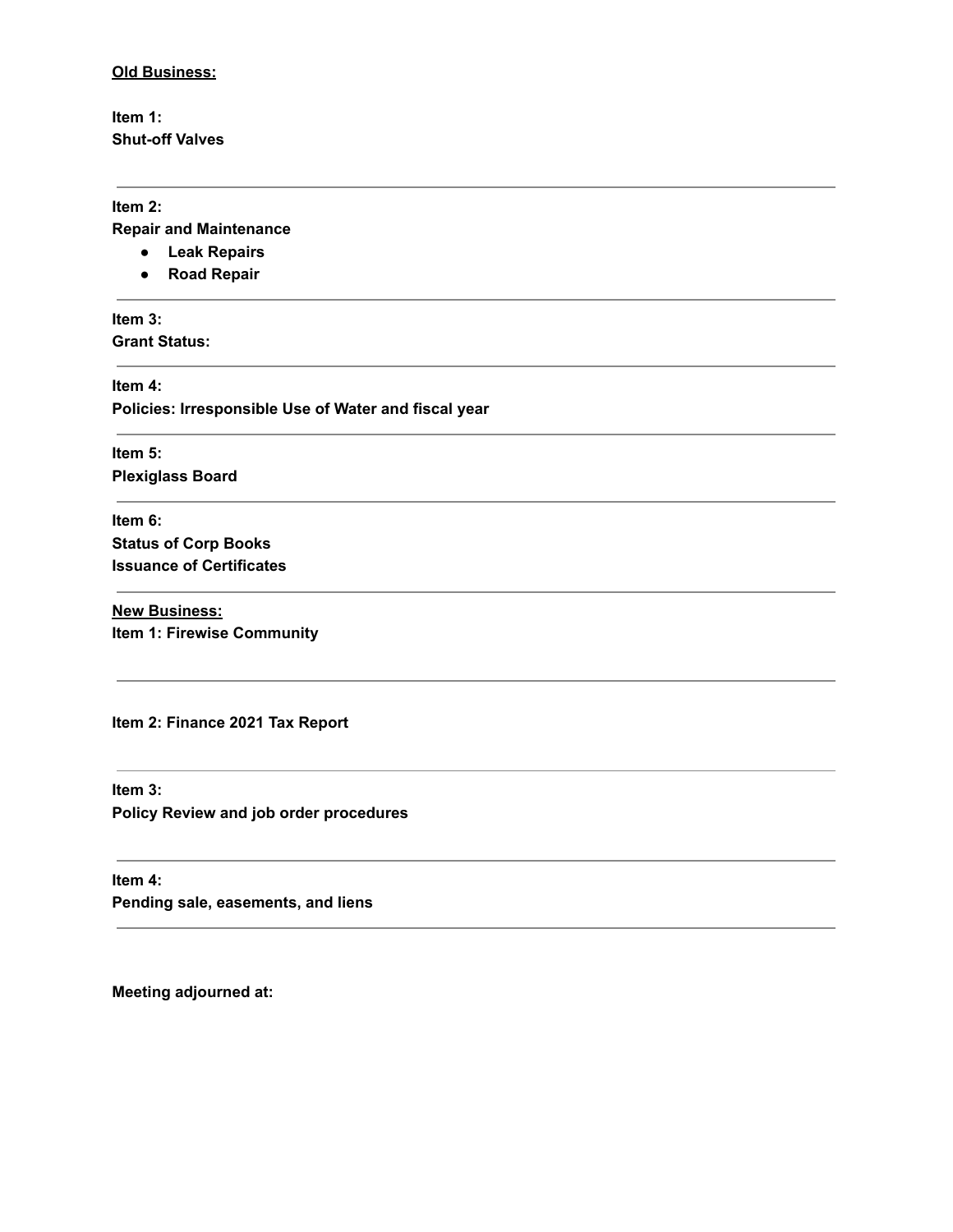**<u>Old Business:</u>**

**Item 1:**
**Shut-off Valves**

---

**Item 2:**
**Repair and Maintenance**

- **Leak Repairs**
- **Road Repair**

---

**Item 3:**
**Grant Status:**

---

**Item 4:**
**Policies: Irresponsible Use of Water and fiscal year**

---

**Item 5:**
**Plexiglass Board**

---

**Item 6:**
**Status of Corp Books**
**Issuance of Certificates**

---

**<u>New Business:</u>**
**Item 1: Firewise Community**

---

**Item 2: Finance 2021 Tax Report**

---

**Item 3:**
**Policy Review and job order procedures**

---

**Item 4:**
**Pending sale, easements, and liens**

---

**Meeting adjourned at:**